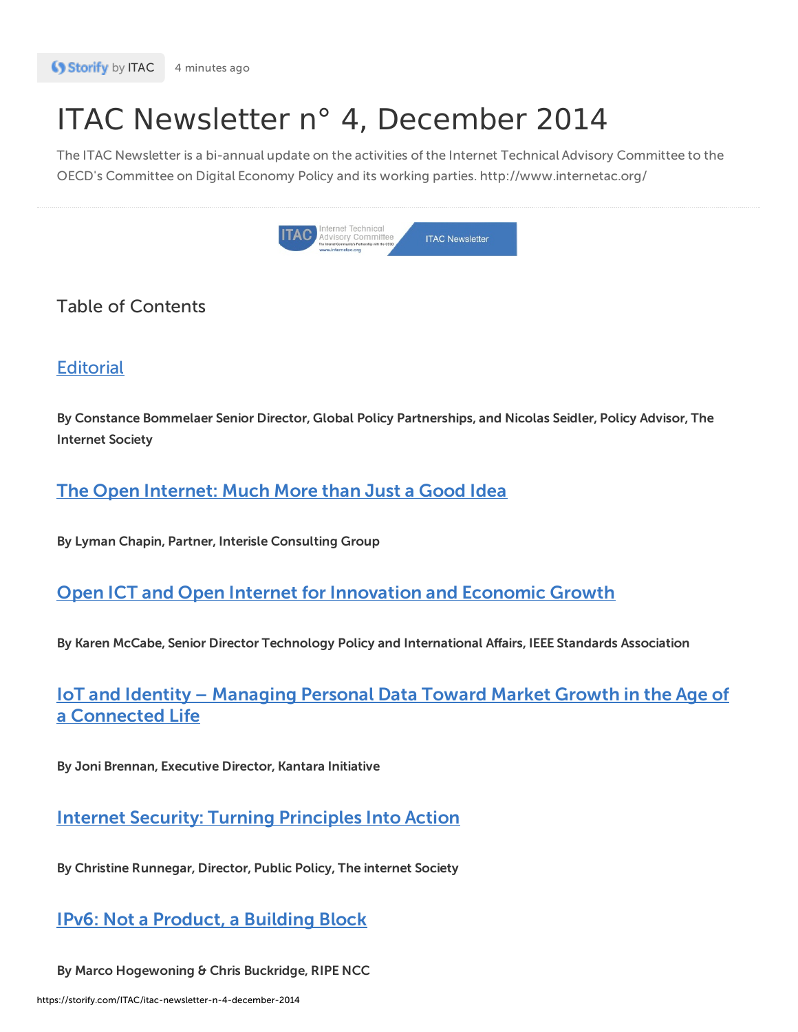Storify by ITAC 4 minutes ago

# ITAC Newsletter n° 4, December 2014

The ITAC Newsletter is a bi-annual update on the activities of the Internet Technical Advisory Committee to the OECD's Committee on Digital Economy Policy and its working parties. http://www.internetac.org/

## Table of Contents

### Editorial

**By Constance Bommelaer Senior Director, Global Policy Partnerships, and Nicolas Seidler, Policy Advisor, The Internet Society**

### The Open Internet: Much More than Just a Good Idea

**By Lyman Chapin, Partner, Interisle Consulting Group**

### Open ICT and Open Internet for Innovation and Economic Growth

**By Karen McCabe, Senior Director Technology Policy and International Affairs, IEEE Standards Association**

### IoT and Identity – Managing Personal Data Toward Market Growth in the Age of a Connected Life

**By Joni Brennan, Executive Director, Kantara Initiative**

### Internet Security: Turning Principles Into Action

**By Christine Runnegar, Director, Public Policy, The internet Society**

### IPv6: Not a Product, a Building Block

**By Marco Hogewoning & Chris Buckridge, RIPE NCC**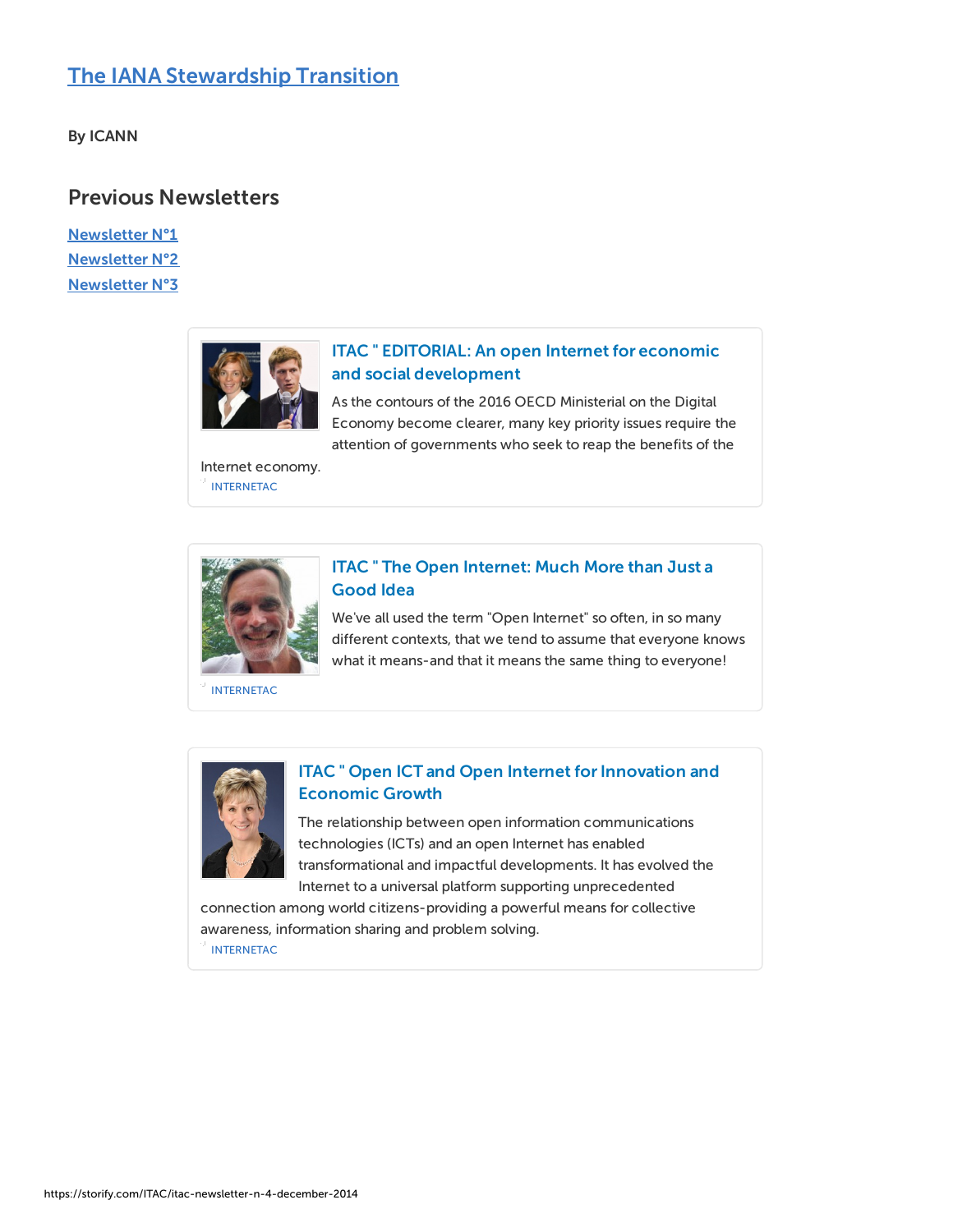[The IANA Stewardship Transition](#)

**By ICANN**

## Previous Newsletters

[Newsletter N°1](#)
[Newsletter N°2](#)
[Newsletter N°3](#)

### ITAC " EDITORIAL: An open Internet for economic and social development

As the contours of the 2016 OECD Ministerial on the Digital Economy become clearer, many key priority issues require the attention of governments who seek to reap the benefits of the Internet economy.

INTERNETAC

### ITAC " The Open Internet: Much More than Just a Good Idea

We've all used the term "Open Internet" so often, in so many different contexts, that we tend to assume that everyone knows what it means-and that it means the same thing to everyone!

INTERNETAC

### ITAC " Open ICT and Open Internet for Innovation and Economic Growth

The relationship between open information communications technologies (ICTs) and an open Internet has enabled transformational and impactful developments. It has evolved the Internet to a universal platform supporting unprecedented connection among world citizens-providing a powerful means for collective awareness, information sharing and problem solving.

INTERNETAC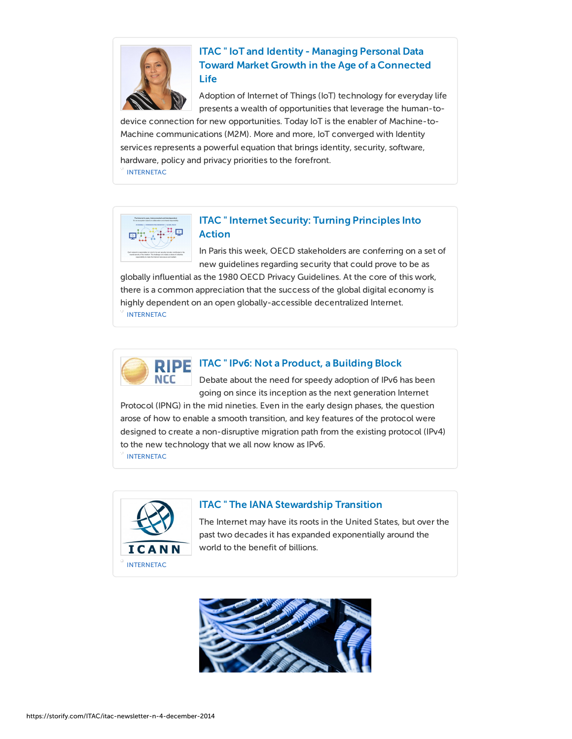### ITAC " IoT and Identity - Managing Personal Data Toward Market Growth in the Age of a Connected Life

Adoption of Internet of Things (IoT) technology for everyday life presents a wealth of opportunities that leverage the human-to-device connection for new opportunities. Today IoT is the enabler of Machine-to-Machine communications (M2M). More and more, IoT converged with Identity services represents a powerful equation that brings identity, security, software, hardware, policy and privacy priorities to the forefront.

INTERNETAC

### ITAC " Internet Security: Turning Principles Into Action

In Paris this week, OECD stakeholders are conferring on a set of new guidelines regarding security that could prove to be as globally influential as the 1980 OECD Privacy Guidelines. At the core of this work, there is a common appreciation that the success of the global digital economy is highly dependent on an open globally-accessible decentralized Internet.

INTERNETAC

### ITAC " IPv6: Not a Product, a Building Block

Debate about the need for speedy adoption of IPv6 has been going on since its inception as the next generation Internet Protocol (IPNG) in the mid nineties. Even in the early design phases, the question arose of how to enable a smooth transition, and key features of the protocol were designed to create a non-disruptive migration path from the existing protocol (IPv4) to the new technology that we all now know as IPv6.

INTERNETAC

### ITAC " The IANA Stewardship Transition

The Internet may have its roots in the United States, but over the past two decades it has expanded exponentially around the world to the benefit of billions.

INTERNETAC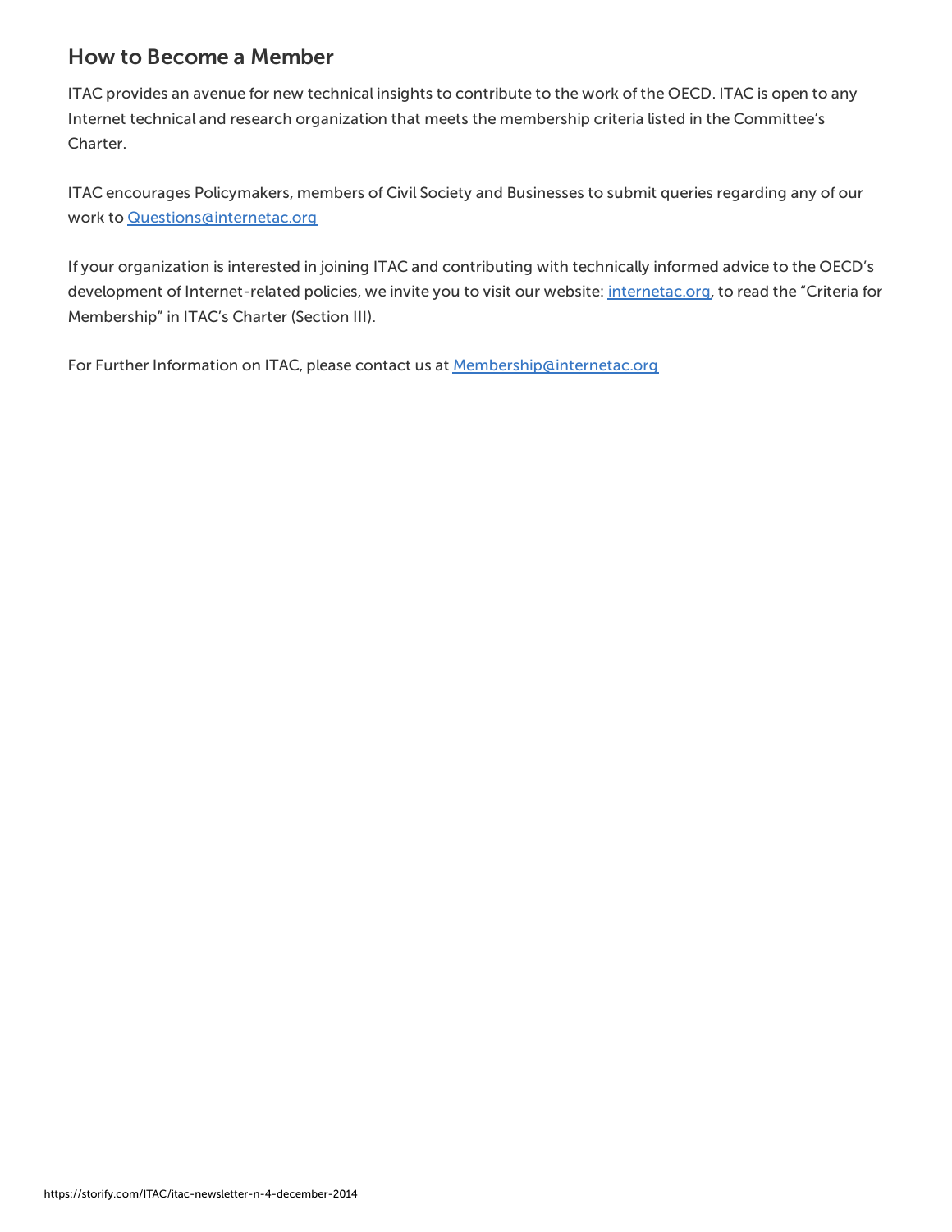## How to Become a Member

ITAC provides an avenue for new technical insights to contribute to the work of the OECD. ITAC is open to any Internet technical and research organization that meets the membership criteria listed in the Committee's Charter.

ITAC encourages Policymakers, members of Civil Society and Businesses to submit queries regarding any of our work to [Questions@internetac.org](mailto:Questions@internetac.org)

If your organization is interested in joining ITAC and contributing with technically informed advice to the OECD's development of Internet-related policies, we invite you to visit our website: [internetac.org](http://internetac.org), to read the "Criteria for Membership" in ITAC's Charter (Section III).

For Further Information on ITAC, please contact us at [Membership@internetac.org](mailto:Membership@internetac.org)